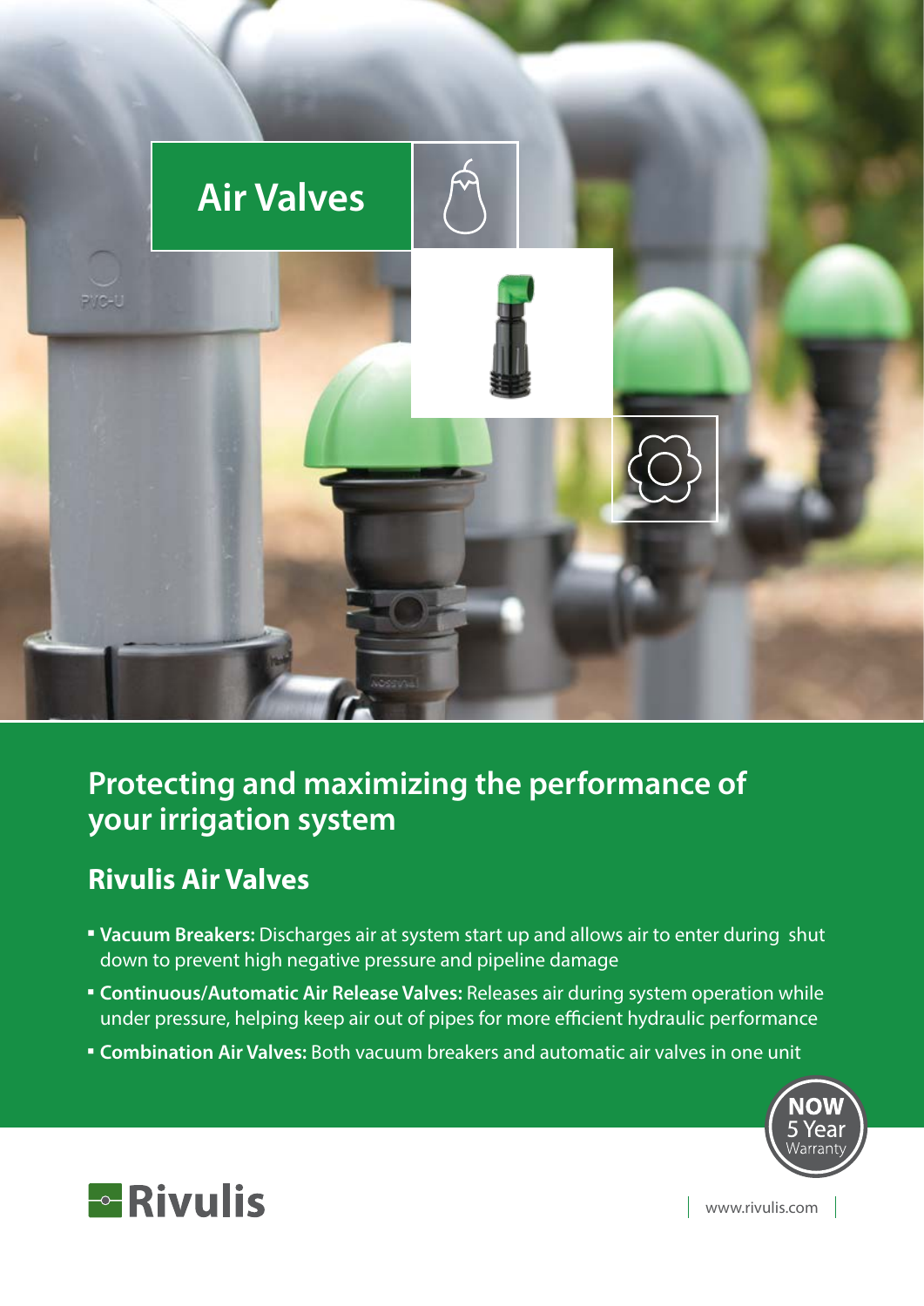# Air Valves

## Protecting and maximizing the performance of your irrigation system

### Rivulis Air Valves

- **Vacuum Breakers:** Discharges air at system start up and allows air to enter during shut down to prevent high negative pressure and pipeline damage
- **Continuous/Automatic Air Release Valves:** Releases air during system operation while under pressure, helping keep air out of pipes for more efficient hydraulic performance
- **Combination Air Valves:** Both vacuum breakers and automatic air valves in one unit

**NOW** 5 Year Warranty

Rivulis

www.rivulis.com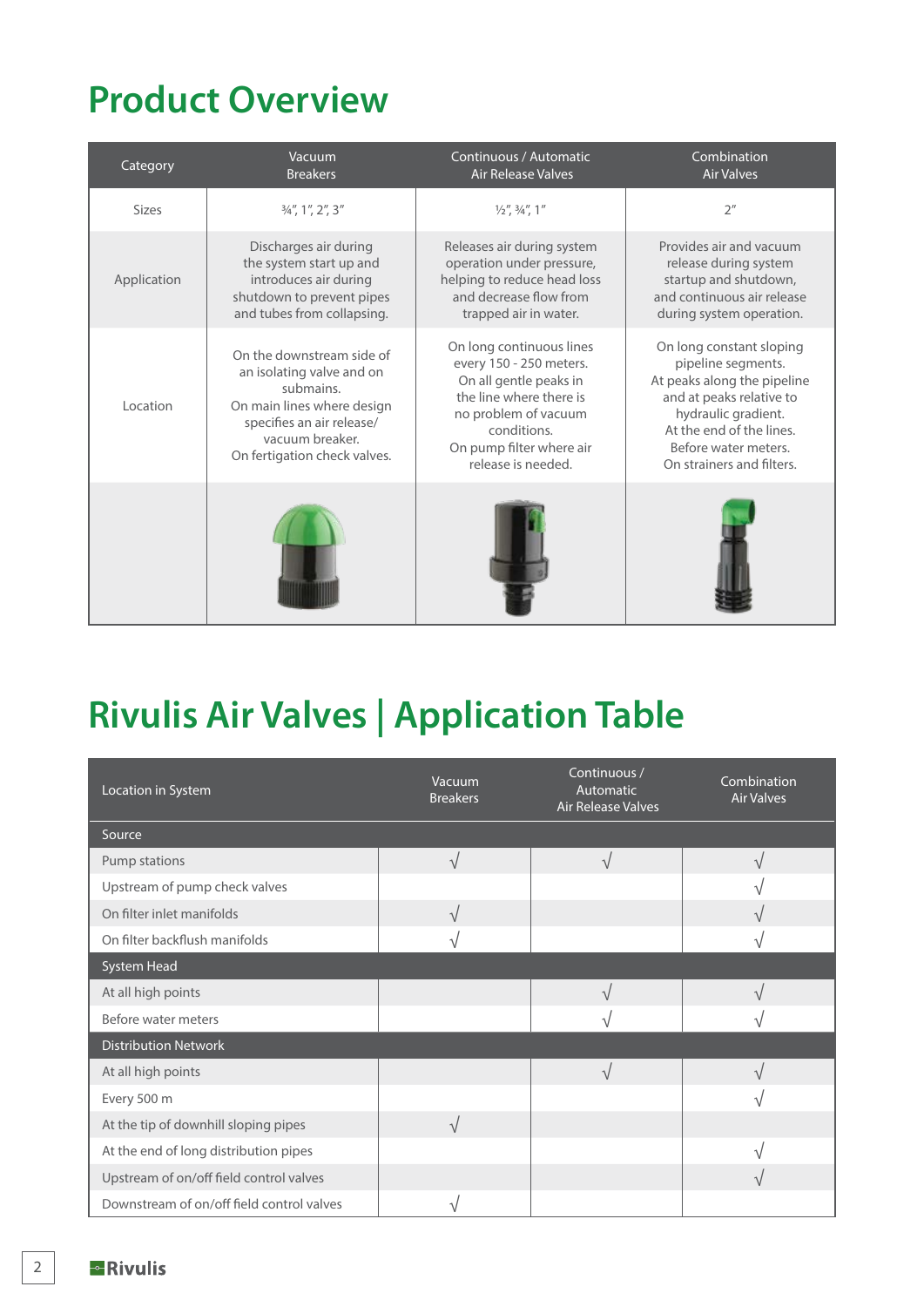# Product Overview

| Category | Vacuum Breakers | Continuous / Automatic Air Release Valves | Combination Air Valves |
|---|---|---|---|
| Sizes | ¾", 1", 2", 3" | ½", ¾", 1" | 2" |
| Application | Discharges air during the system start up and introduces air during shutdown to prevent pipes and tubes from collapsing. | Releases air during system operation under pressure, helping to reduce head loss and decrease flow from trapped air in water. | Provides air and vacuum release during system startup and shutdown, and continuous air release during system operation. |
| Location | On the downstream side of an isolating valve and on submains. On main lines where design specifies an air release/ vacuum breaker. On fertigation check valves. | On long continuous lines every 150 - 250 meters. On all gentle peaks in the line where there is no problem of vacuum conditions. On pump filter where air release is needed. | On long constant sloping pipeline segments. At peaks along the pipeline and at peaks relative to hydraulic gradient. At the end of the lines. Before water meters. On strainers and filters. |
| | | | |

# Rivulis Air Valves | Application Table

| Location in System | Vacuum Breakers | Continuous / Automatic Air Release Valves | Combination Air Valves |
|---|---|---|---|
| **Source** | | | |
| Pump stations | √ | √ | √ |
| Upstream of pump check valves | | | √ |
| On filter inlet manifolds | √ | | √ |
| On filter backflush manifolds | √ | | √ |
| **System Head** | | | |
| At all high points | | √ | √ |
| Before water meters | | √ | √ |
| **Distribution Network** | | | |
| At all high points | | √ | √ |
| Every 500 m | | | √ |
| At the tip of downhill sloping pipes | √ | | |
| At the end of long distribution pipes | | | √ |
| Upstream of on/off field control valves | | | √ |
| Downstream of on/off field control valves | √ | | |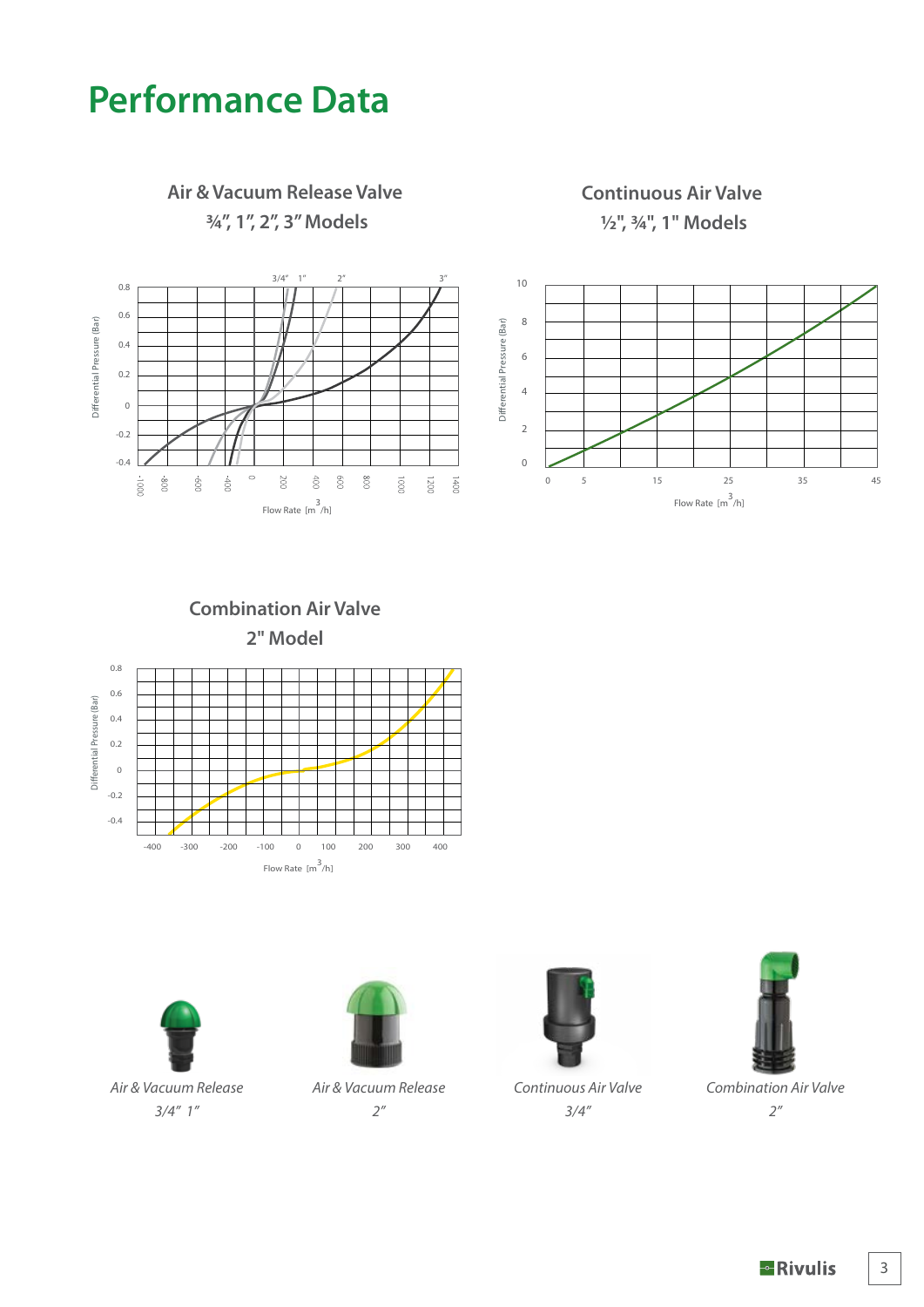# Performance Data

## Air & Vacuum Release Valve
### ¾", 1", 2", 3" Models

3/4" 1" 2" 3"

Differential Pressure (Bar)

0.8, 0.6, 0.4, 0.2, 0, -0.2, -0.4

-1000, -800, -600, -400, 0, 200, 400, 600, 800, 1000, 1200, 1400

Flow Rate [$m^3$/h]

## Continuous Air Valve
### ½", ¾", 1" Models

Differential Pressure (Bar)

10, 8, 6, 4, 2, 0

0, 5, 15, 25, 35, 45

Flow Rate [$m^3$/h]

## Combination Air Valve
### 2" Model

Differential Pressure (Bar)

0.8, 0.6, 0.4, 0.2, 0, -0.2, -0.4

-400, -300, -200, -100, 0, 100, 200, 300, 400

Flow Rate [$m^3$/h]

*Air & Vacuum Release*
*3/4" 1"*

*Air & Vacuum Release*
*2"*

*Continuous Air Valve*
*3/4"*

*Combination Air Valve*
*2"*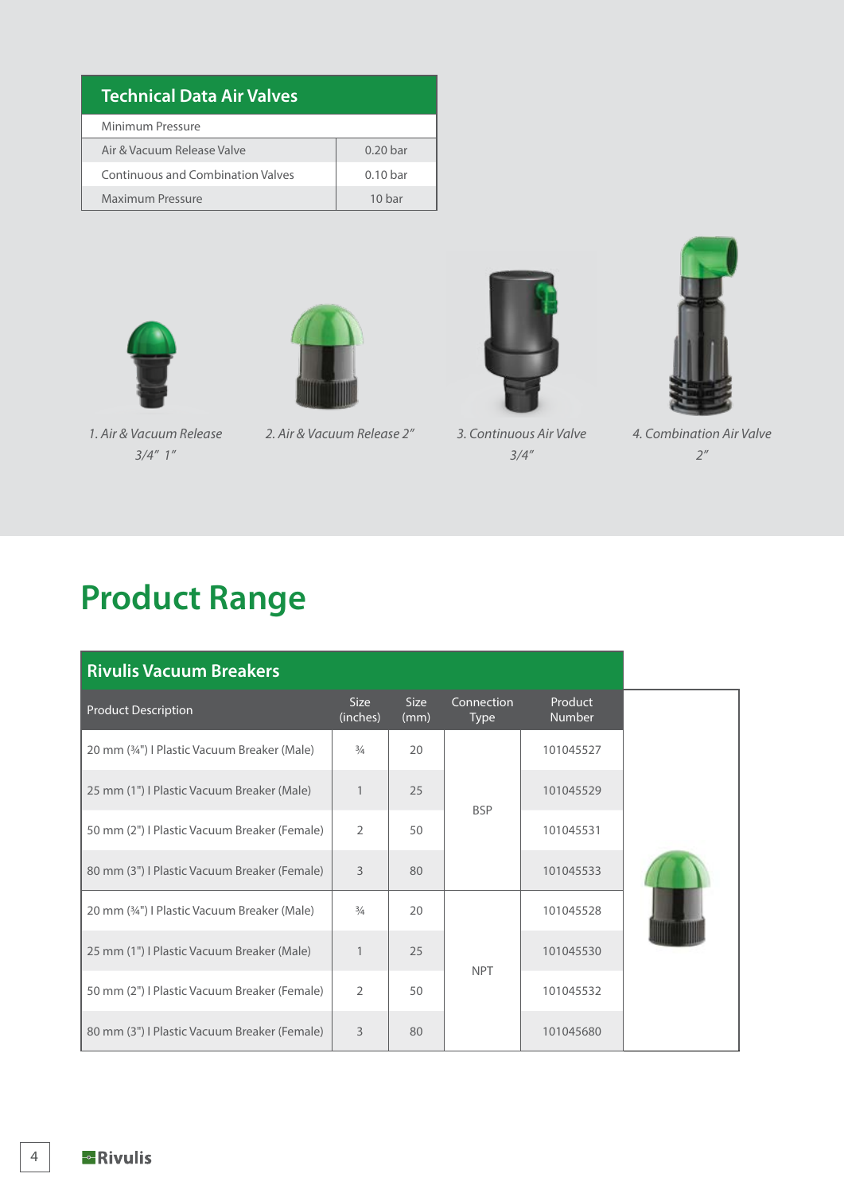| Technical Data Air Valves | |
|---|---|
| Minimum Pressure | |
| Air & Vacuum Release Valve | 0.20 bar |
| Continuous and Combination Valves | 0.10 bar |
| Maximum Pressure | 10 bar |

*1. Air & Vacuum Release 3/4" 1"*

*2. Air & Vacuum Release 2"*

*3. Continuous Air Valve 3/4"*

*4. Combination Air Valve 2"*

# Product Range

**Rivulis Vacuum Breakers**

| Product Description | Size (inches) | Size (mm) | Connection Type | Product Number |
|---|---|---|---|---|
| 20 mm (¾") I Plastic Vacuum Breaker (Male) | ¾ | 20 | BSP | 101045527 |
| 25 mm (1") I Plastic Vacuum Breaker (Male) | 1 | 25 | BSP | 101045529 |
| 50 mm (2") I Plastic Vacuum Breaker (Female) | 2 | 50 | BSP | 101045531 |
| 80 mm (3") I Plastic Vacuum Breaker (Female) | 3 | 80 | BSP | 101045533 |
| 20 mm (¾") I Plastic Vacuum Breaker (Male) | ¾ | 20 | NPT | 101045528 |
| 25 mm (1") I Plastic Vacuum Breaker (Male) | 1 | 25 | NPT | 101045530 |
| 50 mm (2") I Plastic Vacuum Breaker (Female) | 2 | 50 | NPT | 101045532 |
| 80 mm (3") I Plastic Vacuum Breaker (Female) | 3 | 80 | NPT | 101045680 |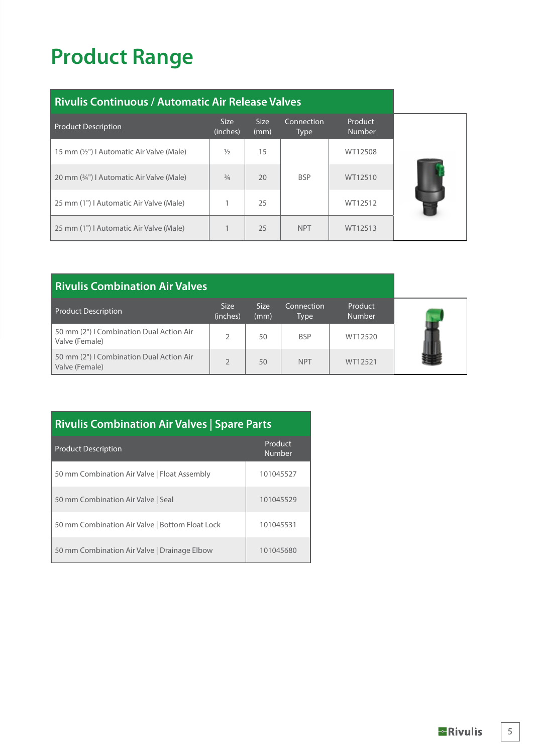# Product Range

## Rivulis Continuous / Automatic Air Release Valves

| Product Description | Size (inches) | Size (mm) | Connection Type | Product Number |
|---|---|---|---|---|
| 15 mm (½") I Automatic Air Valve (Male) | ½ | 15 | BSP | WT12508 |
| 20 mm (¾") I Automatic Air Valve (Male) | ¾ | 20 | BSP | WT12510 |
| 25 mm (1") I Automatic Air Valve (Male) | 1 | 25 | BSP | WT12512 |
| 25 mm (1") I Automatic Air Valve (Male) | 1 | 25 | NPT | WT12513 |

## Rivulis Combination Air Valves

| Product Description | Size (inches) | Size (mm) | Connection Type | Product Number |
|---|---|---|---|---|
| 50 mm (2") I Combination Dual Action Air Valve (Female) | 2 | 50 | BSP | WT12520 |
| 50 mm (2") I Combination Dual Action Air Valve (Female) | 2 | 50 | NPT | WT12521 |

## Rivulis Combination Air Valves | Spare Parts

| Product Description | Product Number |
|---|---|
| 50 mm Combination Air Valve \| Float Assembly | 101045527 |
| 50 mm Combination Air Valve \| Seal | 101045529 |
| 50 mm Combination Air Valve \| Bottom Float Lock | 101045531 |
| 50 mm Combination Air Valve \| Drainage Elbow | 101045680 |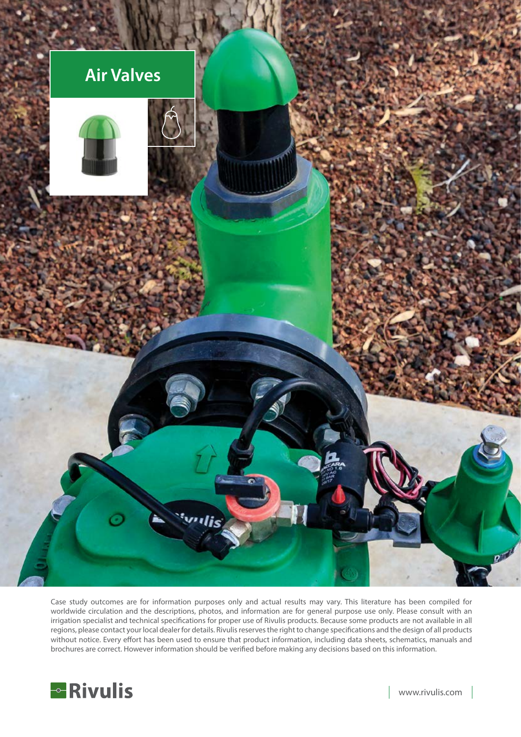# Air Valves

Case study outcomes are for information purposes only and actual results may vary. This literature has been compiled for worldwide circulation and the descriptions, photos, and information are for general purpose use only. Please consult with an irrigation specialist and technical specifications for proper use of Rivulis products. Because some products are not available in all regions, please contact your local dealer for details. Rivulis reserves the right to change specifications and the design of all products without notice. Every effort has been used to ensure that product information, including data sheets, schematics, manuals and brochures are correct. However information should be verified before making any decisions based on this information.

Rivulis

www.rivulis.com